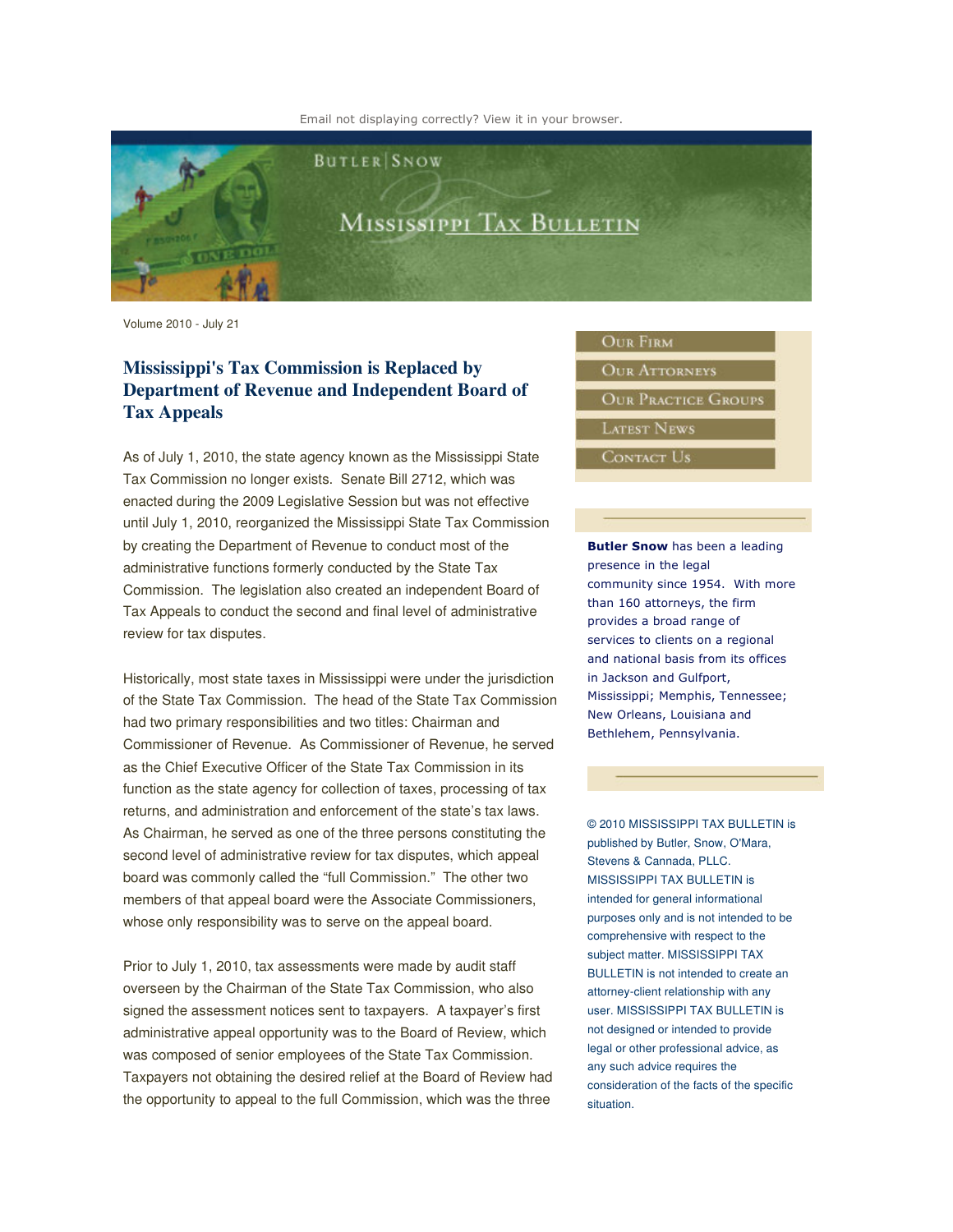Email not displaying correctly? View it in your browser.

# Butler | Snow Mississippi Tax Bulletin

Volume 2010 - July 21

## Mississippi's Tax Commission is Replaced by Department of Revenue and Independent Board of Tax Appeals

As of July 1, 2010, the state agency known as the Mississippi State Tax Commission no longer exists. Senate Bill 2712, which was enacted during the 2009 Legislative Session but was not effective until July 1, 2010, reorganized the Mississippi State Tax Commission by creating the Department of Revenue to conduct most of the administrative functions formerly conducted by the State Tax Commission. The legislation also created an independent Board of Tax Appeals to conduct the second and final level of administrative review for tax disputes.

Historically, most state taxes in Mississippi were under the jurisdiction of the State Tax Commission. The head of the State Tax Commission had two primary responsibilities and two titles: Chairman and Commissioner of Revenue. As Commissioner of Revenue, he served as the Chief Executive Officer of the State Tax Commission in its function as the state agency for collection of taxes, processing of tax returns, and administration and enforcement of the state's tax laws. As Chairman, he served as one of the three persons constituting the second level of administrative review for tax disputes, which appeal board was commonly called the "full Commission." The other two members of that appeal board were the Associate Commissioners, whose only responsibility was to serve on the appeal board.

Prior to July 1, 2010, tax assessments were made by audit staff overseen by the Chairman of the State Tax Commission, who also signed the assessment notices sent to taxpayers. A taxpayer's first administrative appeal opportunity was to the Board of Review, which was composed of senior employees of the State Tax Commission. Taxpayers not obtaining the desired relief at the Board of Review had the opportunity to appeal to the full Commission, which was the three

Our Firm

Our Attorneys

Our Practice Groups

Latest News

Contact Us

**Butler Snow** has been a leading presence in the legal community since 1954. With more than 160 attorneys, the firm provides a broad range of services to clients on a regional and national basis from its offices in Jackson and Gulfport, Mississippi; Memphis, Tennessee; New Orleans, Louisiana and Bethlehem, Pennsylvania.

© 2010 MISSISSIPPI TAX BULLETIN is published by Butler, Snow, O'Mara, Stevens & Cannada, PLLC. MISSISSIPPI TAX BULLETIN is intended for general informational purposes only and is not intended to be comprehensive with respect to the subject matter. MISSISSIPPI TAX BULLETIN is not intended to create an attorney-client relationship with any user. MISSISSIPPI TAX BULLETIN is not designed or intended to provide legal or other professional advice, as any such advice requires the consideration of the facts of the specific situation.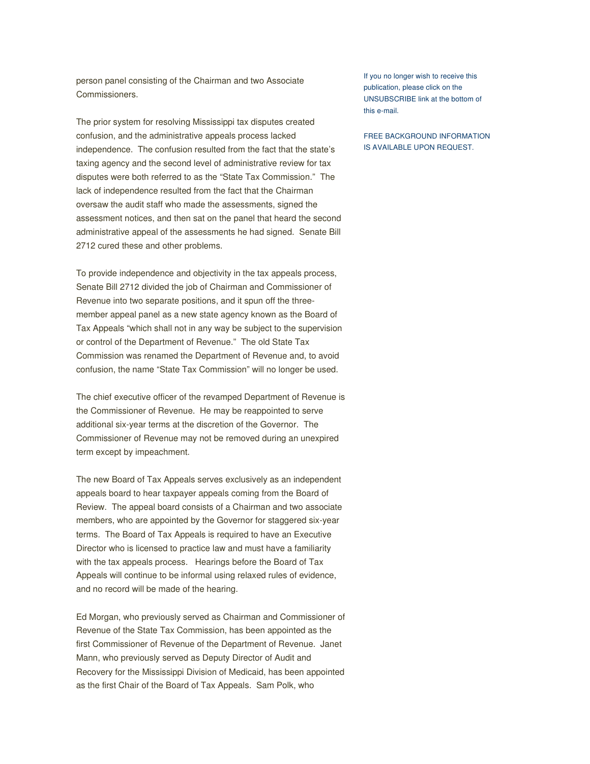person panel consisting of the Chairman and two Associate Commissioners.

The prior system for resolving Mississippi tax disputes created confusion, and the administrative appeals process lacked independence. The confusion resulted from the fact that the state's taxing agency and the second level of administrative review for tax disputes were both referred to as the "State Tax Commission." The lack of independence resulted from the fact that the Chairman oversaw the audit staff who made the assessments, signed the assessment notices, and then sat on the panel that heard the second administrative appeal of the assessments he had signed. Senate Bill 2712 cured these and other problems.

To provide independence and objectivity in the tax appeals process, Senate Bill 2712 divided the job of Chairman and Commissioner of Revenue into two separate positions, and it spun off the three-member appeal panel as a new state agency known as the Board of Tax Appeals "which shall not in any way be subject to the supervision or control of the Department of Revenue." The old State Tax Commission was renamed the Department of Revenue and, to avoid confusion, the name "State Tax Commission" will no longer be used.

The chief executive officer of the revamped Department of Revenue is the Commissioner of Revenue. He may be reappointed to serve additional six-year terms at the discretion of the Governor. The Commissioner of Revenue may not be removed during an unexpired term except by impeachment.

The new Board of Tax Appeals serves exclusively as an independent appeals board to hear taxpayer appeals coming from the Board of Review. The appeal board consists of a Chairman and two associate members, who are appointed by the Governor for staggered six-year terms. The Board of Tax Appeals is required to have an Executive Director who is licensed to practice law and must have a familiarity with the tax appeals process. Hearings before the Board of Tax Appeals will continue to be informal using relaxed rules of evidence, and no record will be made of the hearing.

Ed Morgan, who previously served as Chairman and Commissioner of Revenue of the State Tax Commission, has been appointed as the first Commissioner of Revenue of the Department of Revenue. Janet Mann, who previously served as Deputy Director of Audit and Recovery for the Mississippi Division of Medicaid, has been appointed as the first Chair of the Board of Tax Appeals. Sam Polk, who

If you no longer wish to receive this publication, please click on the UNSUBSCRIBE link at the bottom of this e-mail.

FREE BACKGROUND INFORMATION IS AVAILABLE UPON REQUEST.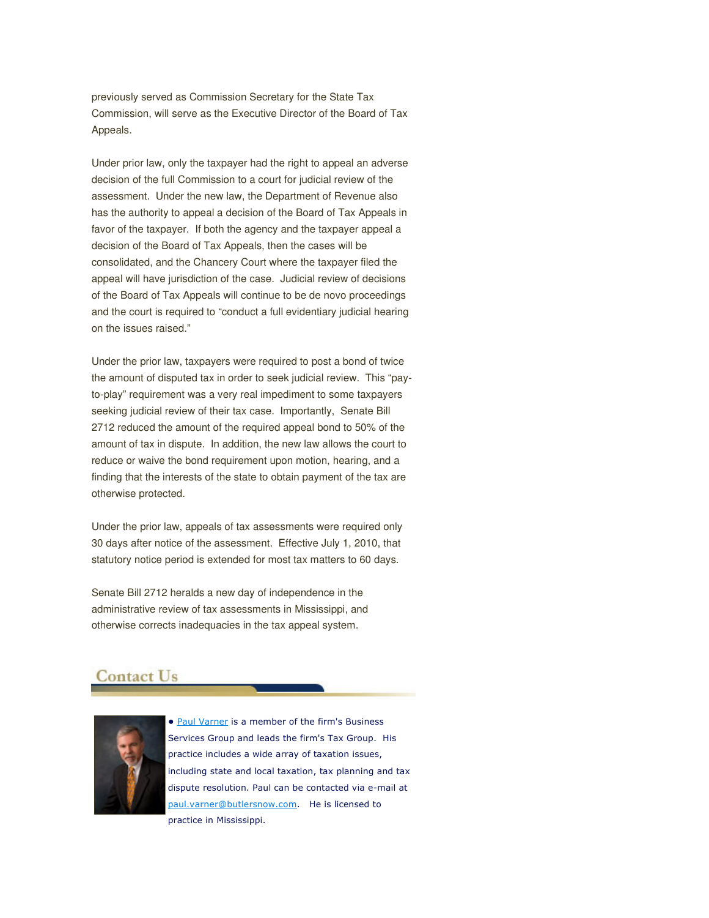previously served as Commission Secretary for the State Tax Commission, will serve as the Executive Director of the Board of Tax Appeals.

Under prior law, only the taxpayer had the right to appeal an adverse decision of the full Commission to a court for judicial review of the assessment. Under the new law, the Department of Revenue also has the authority to appeal a decision of the Board of Tax Appeals in favor of the taxpayer. If both the agency and the taxpayer appeal a decision of the Board of Tax Appeals, then the cases will be consolidated, and the Chancery Court where the taxpayer filed the appeal will have jurisdiction of the case. Judicial review of decisions of the Board of Tax Appeals will continue to be de novo proceedings and the court is required to "conduct a full evidentiary judicial hearing on the issues raised."

Under the prior law, taxpayers were required to post a bond of twice the amount of disputed tax in order to seek judicial review. This "pay-to-play" requirement was a very real impediment to some taxpayers seeking judicial review of their tax case. Importantly, Senate Bill 2712 reduced the amount of the required appeal bond to 50% of the amount of tax in dispute. In addition, the new law allows the court to reduce or waive the bond requirement upon motion, hearing, and a finding that the interests of the state to obtain payment of the tax are otherwise protected.

Under the prior law, appeals of tax assessments were required only 30 days after notice of the assessment. Effective July 1, 2010, that statutory notice period is extended for most tax matters to 60 days.

Senate Bill 2712 heralds a new day of independence in the administrative review of tax assessments in Mississippi, and otherwise corrects inadequacies in the tax appeal system.

## Contact Us

• Paul Varner is a member of the firm's Business Services Group and leads the firm's Tax Group. His practice includes a wide array of taxation issues, including state and local taxation, tax planning and tax dispute resolution. Paul can be contacted via e-mail at paul.varner@butlersnow.com. He is licensed to practice in Mississippi.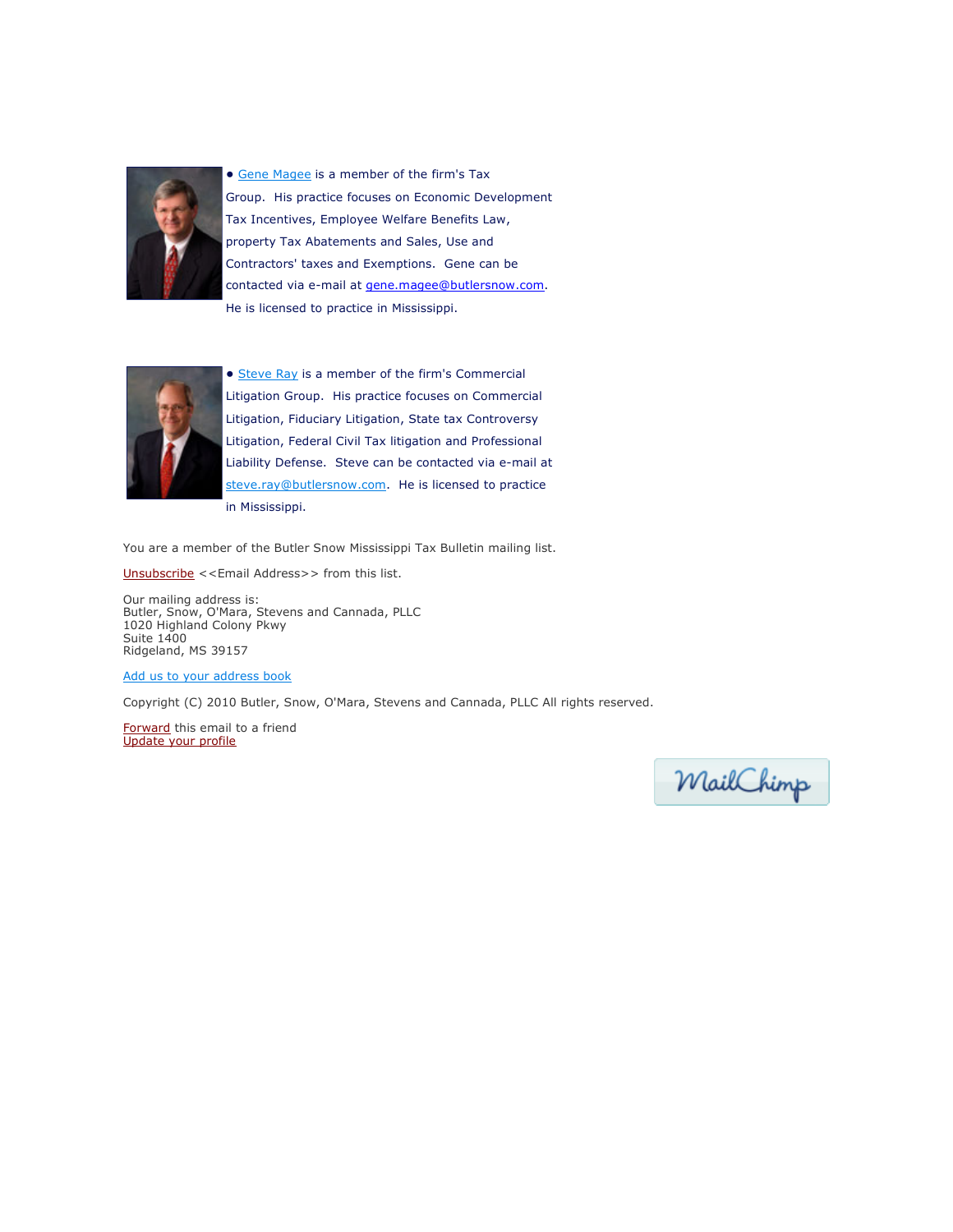- Gene Magee is a member of the firm's Tax Group. His practice focuses on Economic Development Tax Incentives, Employee Welfare Benefits Law, property Tax Abatements and Sales, Use and Contractors' taxes and Exemptions. Gene can be contacted via e-mail at gene.magee@butlersnow.com. He is licensed to practice in Mississippi.

- Steve Ray is a member of the firm's Commercial Litigation Group. His practice focuses on Commercial Litigation, Fiduciary Litigation, State tax Controversy Litigation, Federal Civil Tax litigation and Professional Liability Defense. Steve can be contacted via e-mail at steve.ray@butlersnow.com. He is licensed to practice in Mississippi.

You are a member of the Butler Snow Mississippi Tax Bulletin mailing list.

Unsubscribe <<Email Address>> from this list.

Our mailing address is:
Butler, Snow, O'Mara, Stevens and Cannada, PLLC
1020 Highland Colony Pkwy
Suite 1400
Ridgeland, MS 39157

Add us to your address book

Copyright (C) 2010 Butler, Snow, O'Mara, Stevens and Cannada, PLLC All rights reserved.

Forward this email to a friend
Update your profile

MailChimp